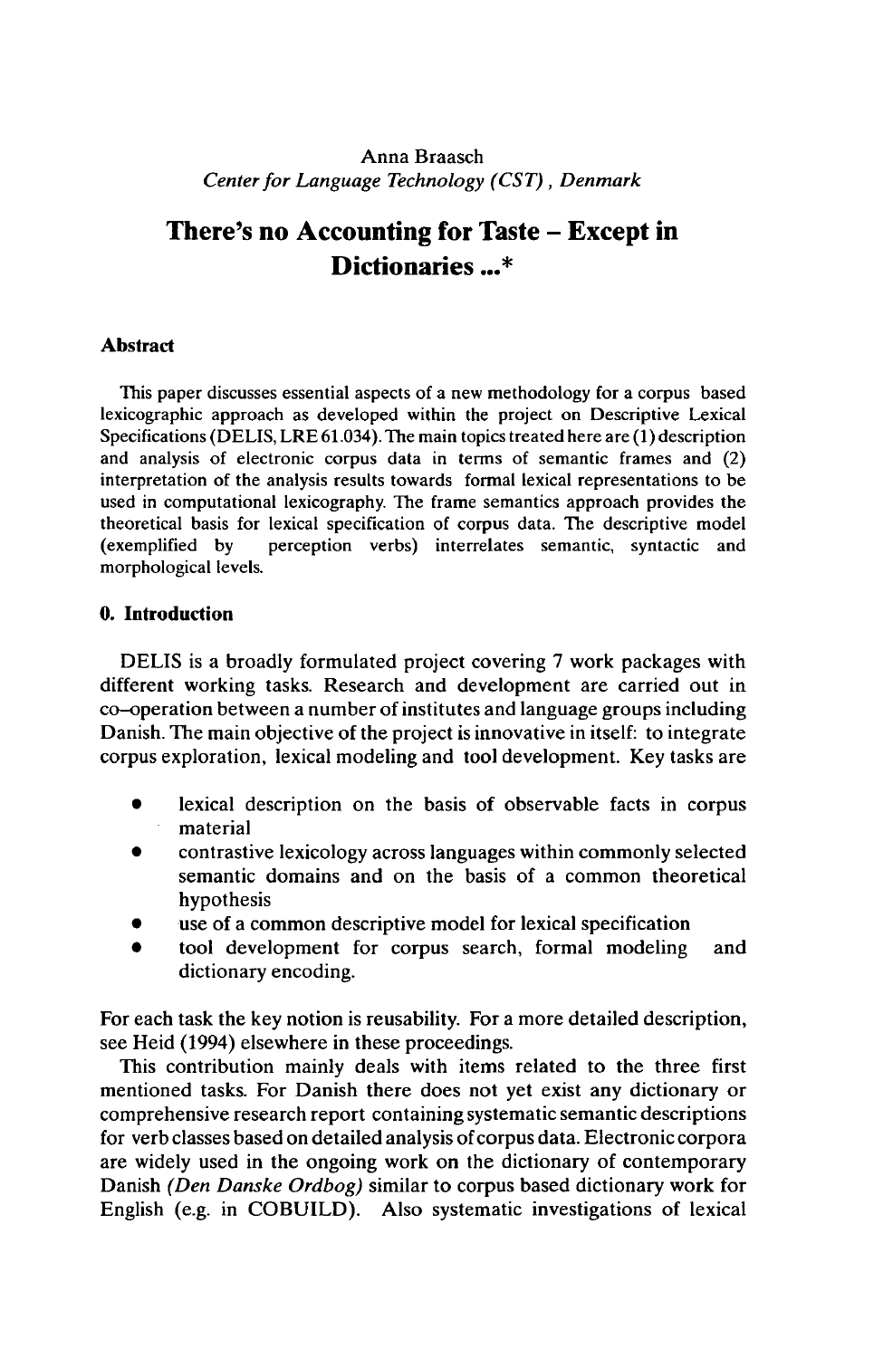Anna Braasch

*Center for Language Technology (CST), Denmark*

# There's no Accounting for Taste – Except in Dictionaries ...*

## Abstract

This paper discusses essential aspects of a new methodology for a corpus based lexicographic approach as developed within the project on Descriptive Lexical Specifications (DELIS, LRE 61.034). The main topics treated here are (1) description and analysis of electronic corpus data in terms of semantic frames and (2) interpretation of the analysis results towards formal lexical representations to be used in computational lexicography. The frame semantics approach provides the theoretical basis for lexical specification of corpus data. The descriptive model (exemplified by perception verbs) interrelates semantic, syntactic and morphological levels.

## 0. Introduction

DELIS is a broadly formulated project covering 7 work packages with different working tasks. Research and development are carried out in co–operation between a number of institutes and language groups including Danish. The main objective of the project is innovative in itself: to integrate corpus exploration, lexical modeling and tool development. Key tasks are

- lexical description on the basis of observable facts in corpus material
- contrastive lexicology across languages within commonly selected semantic domains and on the basis of a common theoretical hypothesis
- use of a common descriptive model for lexical specification
- tool development for corpus search, formal modeling and dictionary encoding.

For each task the key notion is reusability. For a more detailed description, see Heid (1994) elsewhere in these proceedings.

This contribution mainly deals with items related to the three first mentioned tasks. For Danish there does not yet exist any dictionary or comprehensive research report containing systematic semantic descriptions for verb classes based on detailed analysis of corpus data. Electronic corpora are widely used in the ongoing work on the dictionary of contemporary Danish *(Den Danske Ordbog)* similar to corpus based dictionary work for English (e.g. in COBUILD). Also systematic investigations of lexical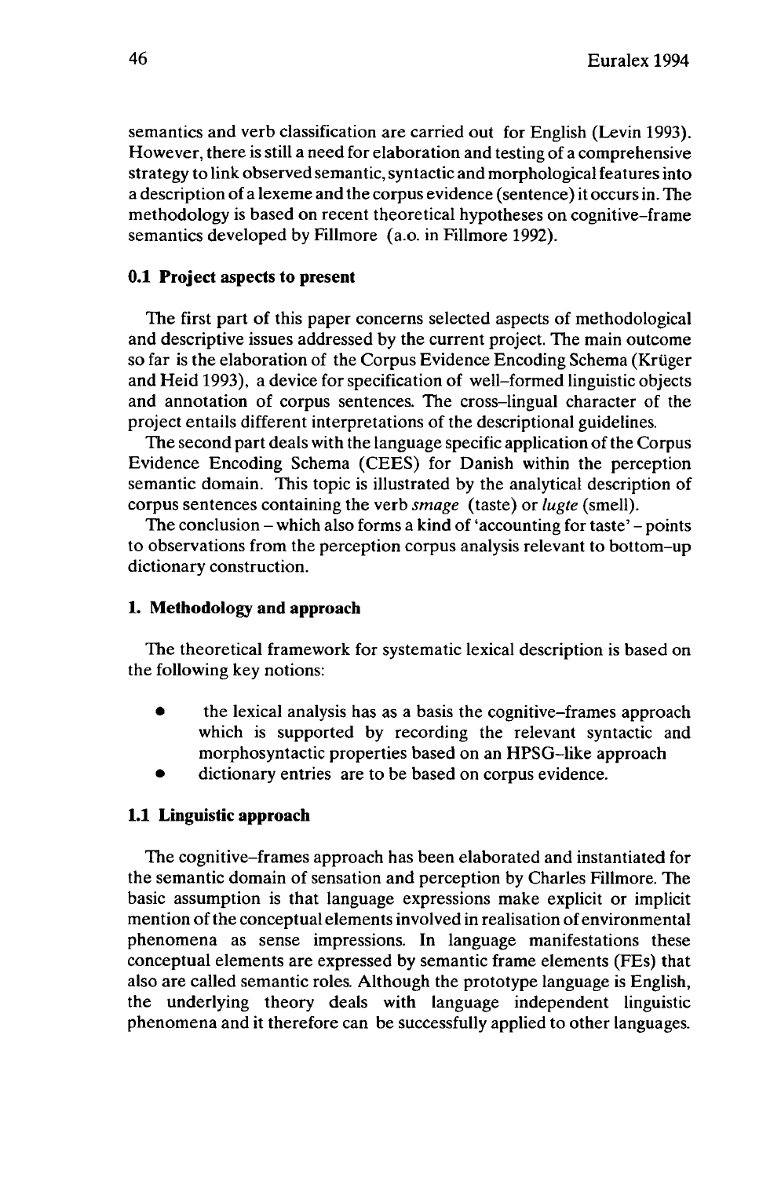semantics and verb classification are carried out for English (Levin 1993). However, there is still a need for elaboration and testing of a comprehensive strategy to link observed semantic, syntactic and morphological features into a description of a lexeme and the corpus evidence (sentence) it occurs in. The methodology is based on recent theoretical hypotheses on cognitive–frame semantics developed by Fillmore (a.o. in Fillmore 1992).

### 0.1 Project aspects to present

The first part of this paper concerns selected aspects of methodological and descriptive issues addressed by the current project. The main outcome so far is the elaboration of the Corpus Evidence Encoding Schema (Krüger and Heid 1993), a device for specification of well–formed linguistic objects and annotation of corpus sentences. The cross–lingual character of the project entails different interpretations of the descriptional guidelines.

The second part deals with the language specific application of the Corpus Evidence Encoding Schema (CEES) for Danish within the perception semantic domain. This topic is illustrated by the analytical description of corpus sentences containing the verb *smage* (taste) or *lugte* (smell).

The conclusion – which also forms a kind of 'accounting for taste' – points to observations from the perception corpus analysis relevant to bottom–up dictionary construction.

## 1. Methodology and approach

The theoretical framework for systematic lexical description is based on the following key notions:

- the lexical analysis has as a basis the cognitive–frames approach which is supported by recording the relevant syntactic and morphosyntactic properties based on an HPSG–like approach
- dictionary entries are to be based on corpus evidence.

### 1.1 Linguistic approach

The cognitive–frames approach has been elaborated and instantiated for the semantic domain of sensation and perception by Charles Fillmore. The basic assumption is that language expressions make explicit or implicit mention of the conceptual elements involved in realisation of environmental phenomena as sense impressions. In language manifestations these conceptual elements are expressed by semantic frame elements (FEs) that also are called semantic roles. Although the prototype language is English, the underlying theory deals with language independent linguistic phenomena and it therefore can be successfully applied to other languages.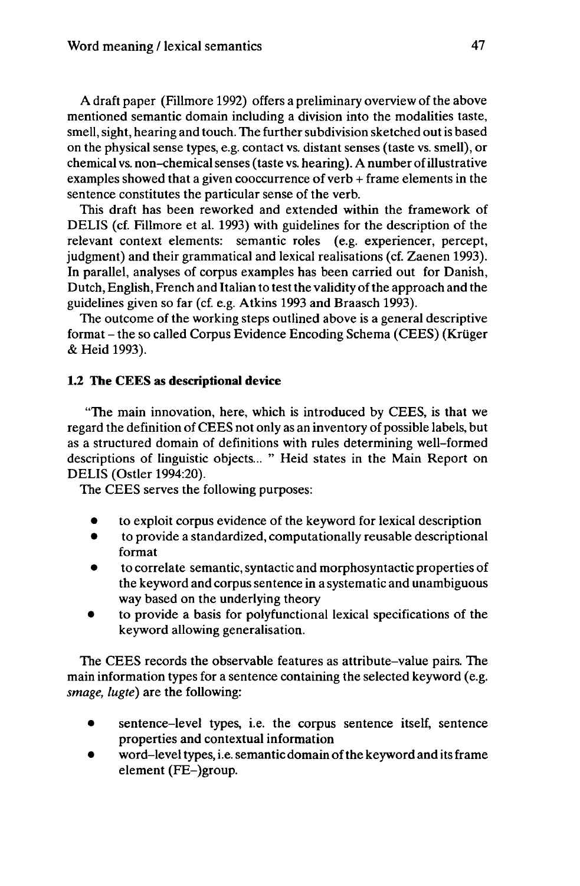A draft paper (Fillmore 1992) offers a preliminary overview of the above mentioned semantic domain including a division into the modalities taste, smell, sight, hearing and touch. The further subdivision sketched out is based on the physical sense types, e.g. contact vs. distant senses (taste vs. smell), or chemical vs. non–chemical senses (taste vs. hearing). A number of illustrative examples showed that a given cooccurrence of verb + frame elements in the sentence constitutes the particular sense of the verb.

This draft has been reworked and extended within the framework of DELIS (cf. Fillmore et al. 1993) with guidelines for the description of the relevant context elements: semantic roles (e.g. experiencer, percept, judgment) and their grammatical and lexical realisations (cf. Zaenen 1993). In parallel, analyses of corpus examples has been carried out for Danish, Dutch, English, French and Italian to test the validity of the approach and the guidelines given so far (cf. e.g. Atkins 1993 and Braasch 1993).

The outcome of the working steps outlined above is a general descriptive format – the so called Corpus Evidence Encoding Schema (CEES) (Krüger & Heid 1993).

### 1.2 The CEES as descriptional device

"The main innovation, here, which is introduced by CEES, is that we regard the definition of CEES not only as an inventory of possible labels, but as a structured domain of definitions with rules determining well–formed descriptions of linguistic objects... " Heid states in the Main Report on DELIS (Ostler 1994:20).

The CEES serves the following purposes:

- to exploit corpus evidence of the keyword for lexical description
- to provide a standardized, computationally reusable descriptional format
- to correlate semantic, syntactic and morphosyntactic properties of the keyword and corpus sentence in a systematic and unambiguous way based on the underlying theory
- to provide a basis for polyfunctional lexical specifications of the keyword allowing generalisation.

The CEES records the observable features as attribute–value pairs. The main information types for a sentence containing the selected keyword (e.g. *smage, lugte*) are the following:

- sentence–level types, i.e. the corpus sentence itself, sentence properties and contextual information
- word–level types, i.e. semantic domain of the keyword and its frame element (FE–)group.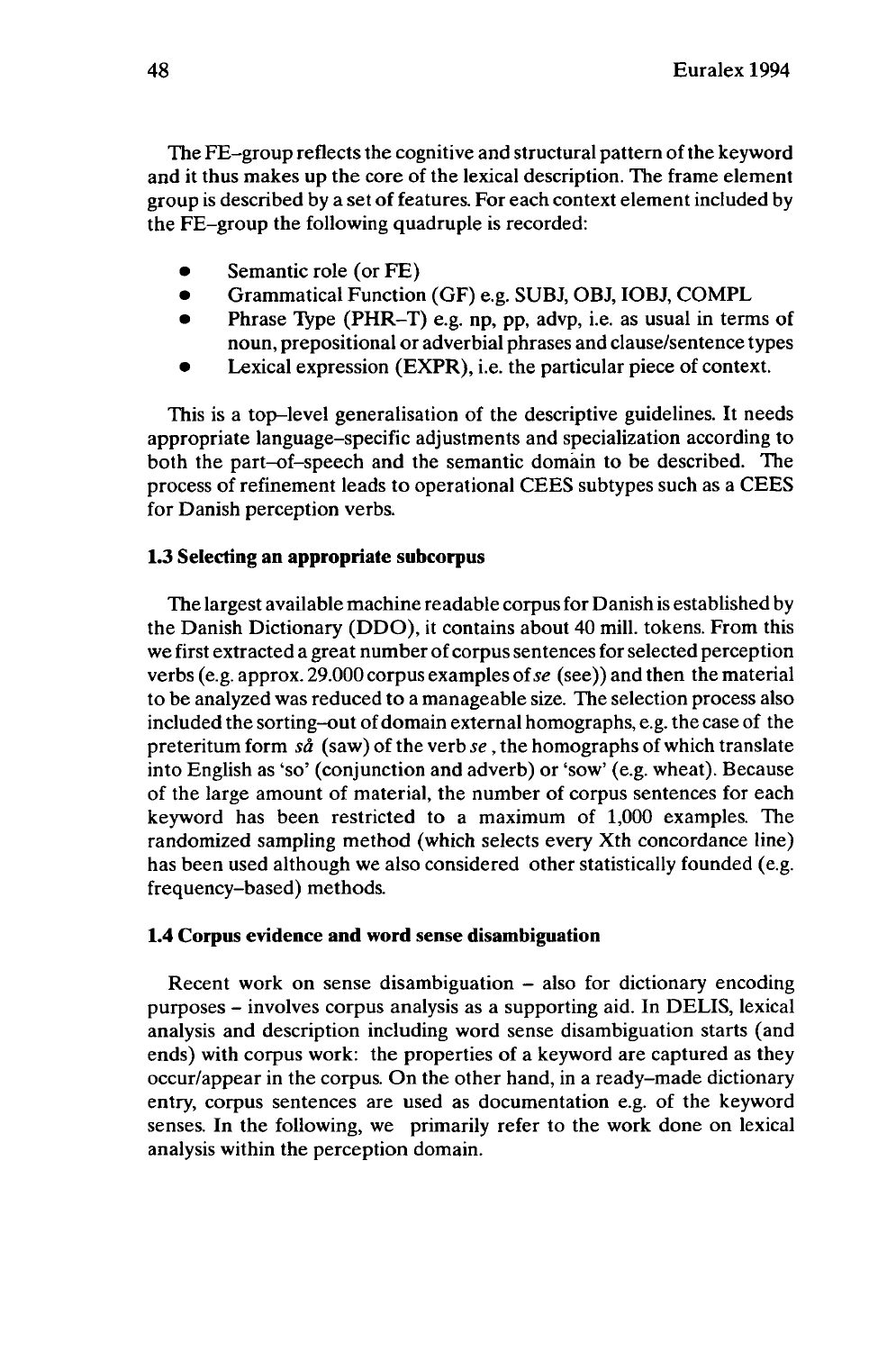The FE–group reflects the cognitive and structural pattern of the keyword and it thus makes up the core of the lexical description. The frame element group is described by a set of features. For each context element included by the FE–group the following quadruple is recorded:

- Semantic role (or FE)
- Grammatical Function (GF) e.g. SUBJ, OBJ, IOBJ, COMPL
- Phrase Type (PHR–T) e.g. np, pp, advp, i.e. as usual in terms of noun, prepositional or adverbial phrases and clause/sentence types
- Lexical expression (EXPR), i.e. the particular piece of context.

This is a top–level generalisation of the descriptive guidelines. It needs appropriate language–specific adjustments and specialization according to both the part–of–speech and the semantic domain to be described. The process of refinement leads to operational CEES subtypes such as a CEES for Danish perception verbs.

### 1.3 Selecting an appropriate subcorpus

The largest available machine readable corpus for Danish is established by the Danish Dictionary (DDO), it contains about 40 mill. tokens. From this we first extracted a great number of corpus sentences for selected perception verbs (e.g. approx. 29.000 corpus examples of *se* (see)) and then the material to be analyzed was reduced to a manageable size. The selection process also included the sorting–out of domain external homographs, e.g. the case of the preteritum form *så* (saw) of the verb *se* , the homographs of which translate into English as 'so' (conjunction and adverb) or 'sow' (e.g. wheat). Because of the large amount of material, the number of corpus sentences for each keyword has been restricted to a maximum of 1,000 examples. The randomized sampling method (which selects every Xth concordance line) has been used although we also considered other statistically founded (e.g. frequency–based) methods.

### 1.4 Corpus evidence and word sense disambiguation

Recent work on sense disambiguation – also for dictionary encoding purposes – involves corpus analysis as a supporting aid. In DELIS, lexical analysis and description including word sense disambiguation starts (and ends) with corpus work: the properties of a keyword are captured as they occur/appear in the corpus. On the other hand, in a ready–made dictionary entry, corpus sentences are used as documentation e.g. of the keyword senses. In the following, we primarily refer to the work done on lexical analysis within the perception domain.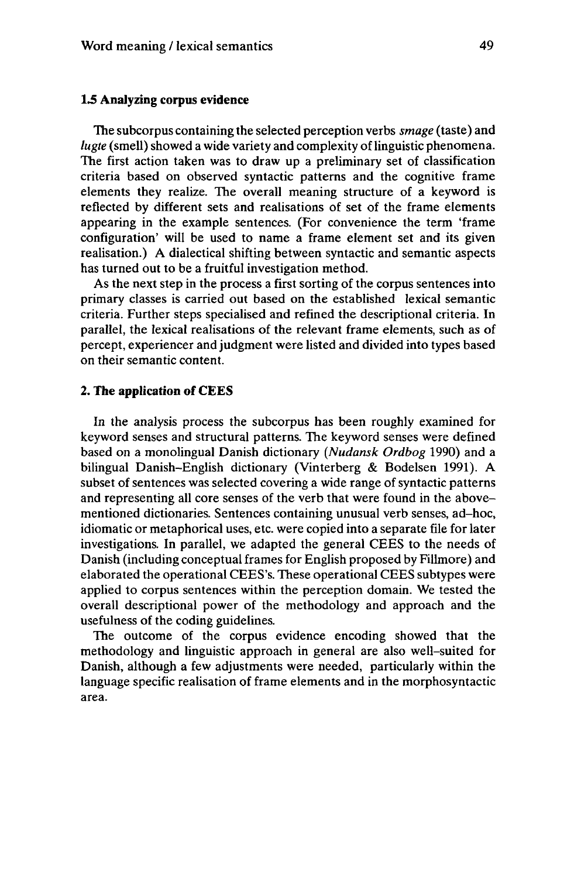### 1.5 Analyzing corpus evidence

The subcorpus containing the selected perception verbs *smage* (taste) and *lugte* (smell) showed a wide variety and complexity of linguistic phenomena. The first action taken was to draw up a preliminary set of classification criteria based on observed syntactic patterns and the cognitive frame elements they realize. The overall meaning structure of a keyword is reflected by different sets and realisations of set of the frame elements appearing in the example sentences. (For convenience the term 'frame configuration' will be used to name a frame element set and its given realisation.) A dialectical shifting between syntactic and semantic aspects has turned out to be a fruitful investigation method.

As the next step in the process a first sorting of the corpus sentences into primary classes is carried out based on the established lexical semantic criteria. Further steps specialised and refined the descriptional criteria. In parallel, the lexical realisations of the relevant frame elements, such as of percept, experiencer and judgment were listed and divided into types based on their semantic content.

## 2. The application of CEES

In the analysis process the subcorpus has been roughly examined for keyword senses and structural patterns. The keyword senses were defined based on a monolingual Danish dictionary (*Nudansk Ordbog* 1990) and a bilingual Danish–English dictionary (Vinterberg & Bodelsen 1991). A subset of sentences was selected covering a wide range of syntactic patterns and representing all core senses of the verb that were found in the above–mentioned dictionaries. Sentences containing unusual verb senses, ad–hoc, idiomatic or metaphorical uses, etc. were copied into a separate file for later investigations. In parallel, we adapted the general CEES to the needs of Danish (including conceptual frames for English proposed by Fillmore) and elaborated the operational CEES's. These operational CEES subtypes were applied to corpus sentences within the perception domain. We tested the overall descriptional power of the methodology and approach and the usefulness of the coding guidelines.

The outcome of the corpus evidence encoding showed that the methodology and linguistic approach in general are also well–suited for Danish, although a few adjustments were needed, particularly within the language specific realisation of frame elements and in the morphosyntactic area.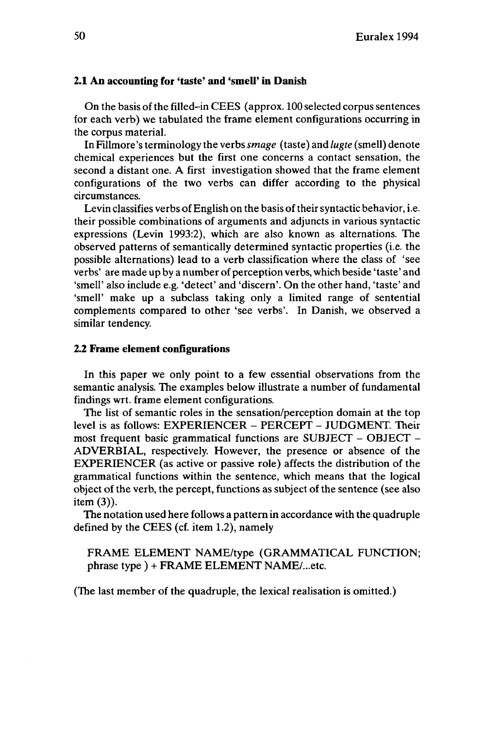### 2.1 An accounting for 'taste' and 'smell' in Danish

On the basis of the filled-in CEES (approx. 100 selected corpus sentences for each verb) we tabulated the frame element configurations occurring in the corpus material.

In Fillmore's terminology the verbs *smage* (taste) and *lugte* (smell) denote chemical experiences but the first one concerns a contact sensation, the second a distant one. A first investigation showed that the frame element configurations of the two verbs can differ according to the physical circumstances.

Levin classifies verbs of English on the basis of their syntactic behavior, i.e. their possible combinations of arguments and adjuncts in various syntactic expressions (Levin 1993:2), which are also known as alternations. The observed patterns of semantically determined syntactic properties (i.e. the possible alternations) lead to a verb classification where the class of 'see verbs' are made up by a number of perception verbs, which beside 'taste' and 'smell' also include e.g. 'detect' and 'discern'. On the other hand, 'taste' and 'smell' make up a subclass taking only a limited range of sentential complements compared to other 'see verbs'. In Danish, we observed a similar tendency.

### 2.2 Frame element configurations

In this paper we only point to a few essential observations from the semantic analysis. The examples below illustrate a number of fundamental findings wrt. frame element configurations.

The list of semantic roles in the sensation/perception domain at the top level is as follows: EXPERIENCER – PERCEPT – JUDGMENT. Their most frequent basic grammatical functions are SUBJECT – OBJECT – ADVERBIAL, respectively. However, the presence or absence of the EXPERIENCER (as active or passive role) affects the distribution of the grammatical functions within the sentence, which means that the logical object of the verb, the percept, functions as subject of the sentence (see also item (3)).

The notation used here follows a pattern in accordance with the quadruple defined by the CEES (cf. item 1.2), namely

FRAME ELEMENT NAME/type (GRAMMATICAL FUNCTION; phrase type ) + FRAME ELEMENT NAME/...etc.

(The last member of the quadruple, the lexical realisation is omitted.)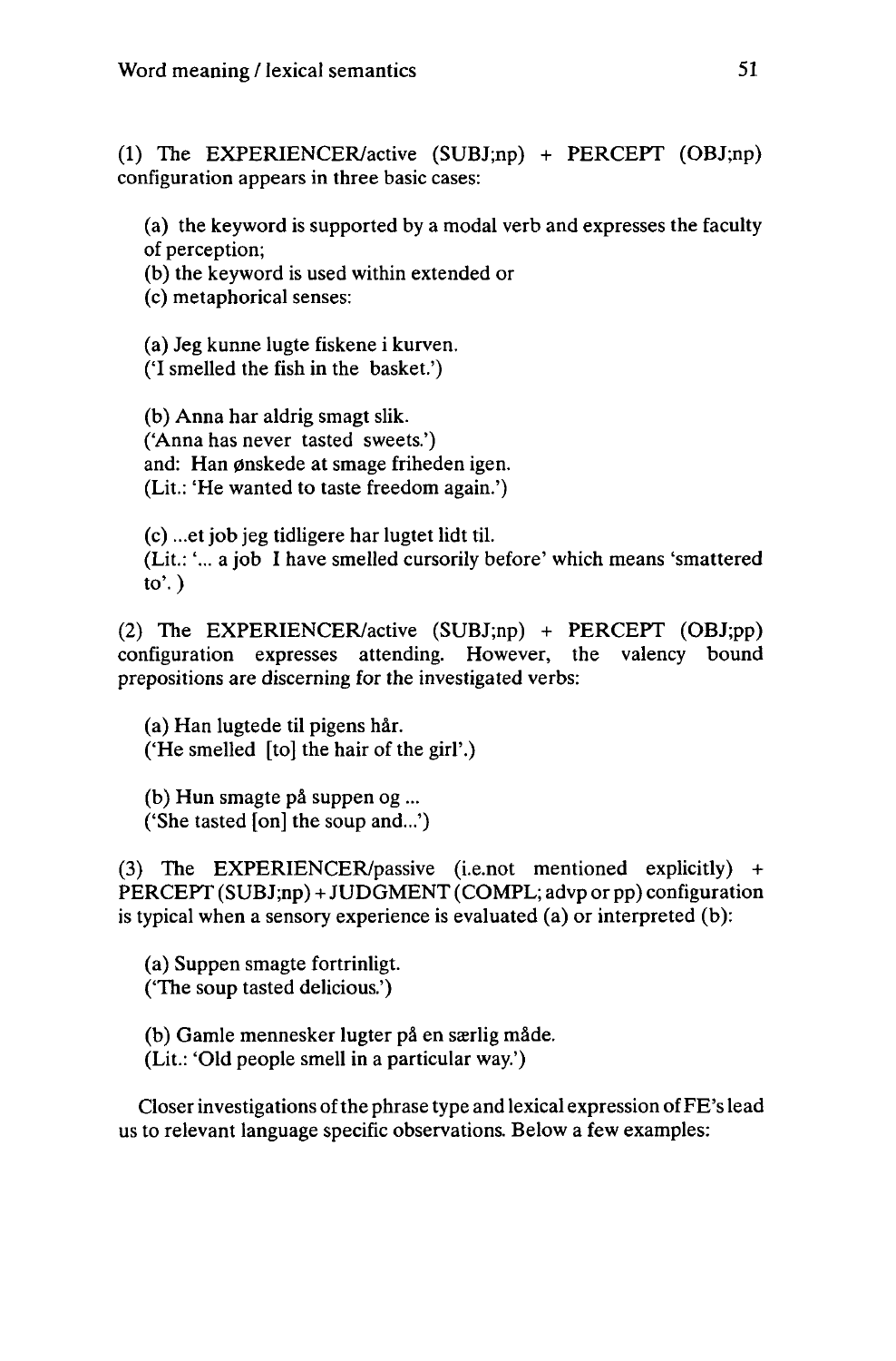(1) The EXPERIENCER/active (SUBJ;np) + PERCEPT (OBJ;np) configuration appears in three basic cases:

(a) the keyword is supported by a modal verb and expresses the faculty of perception;
(b) the keyword is used within extended or
(c) metaphorical senses:

(a) Jeg kunne lugte fiskene i kurven.
('I smelled the fish in the basket.')

(b) Anna har aldrig smagt slik.
('Anna has never tasted sweets.')
and: Han ønskede at smage friheden igen.
(Lit.: 'He wanted to taste freedom again.')

(c) ...et job jeg tidligere har lugtet lidt til.
(Lit.: '... a job I have smelled cursorily before' which means 'smattered to'.)

(2) The EXPERIENCER/active (SUBJ;np) + PERCEPT (OBJ;pp) configuration expresses attending. However, the valency bound prepositions are discerning for the investigated verbs:

(a) Han lugtede til pigens hår.
('He smelled [to] the hair of the girl'.)

(b) Hun smagte på suppen og ...
('She tasted [on] the soup and...')

(3) The EXPERIENCER/passive (i.e.not mentioned explicitly) + PERCEPT (SUBJ;np) + JUDGMENT (COMPL; advp or pp) configuration is typical when a sensory experience is evaluated (a) or interpreted (b):

(a) Suppen smagte fortrinligt.
('The soup tasted delicious.')

(b) Gamle mennesker lugter på en særlig måde.
(Lit.: 'Old people smell in a particular way.')

Closer investigations of the phrase type and lexical expression of FE's lead us to relevant language specific observations. Below a few examples: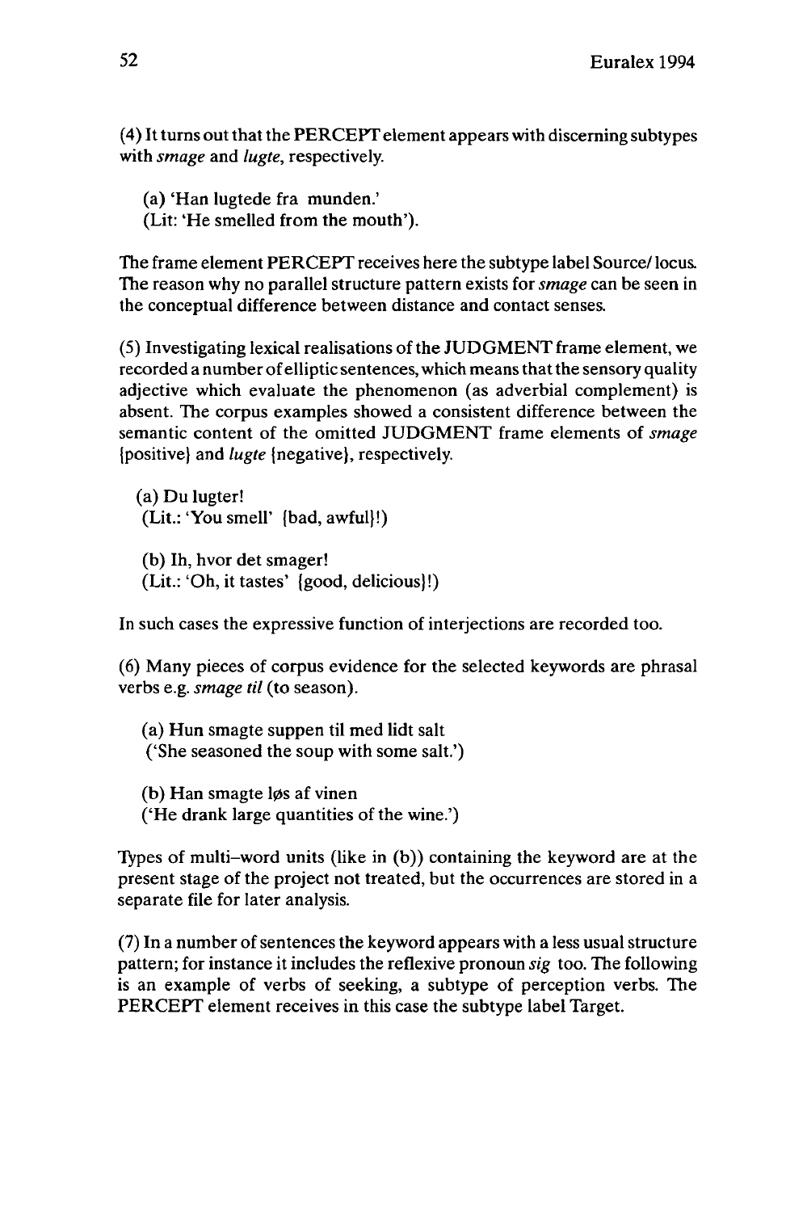(4) It turns out that the PERCEPT element appears with discerning subtypes with *smage* and *lugte*, respectively.

(a) 'Han lugtede fra munden.'
(Lit: 'He smelled from the mouth').

The frame element PERCEPT receives here the subtype label Source/ locus. The reason why no parallel structure pattern exists for *smage* can be seen in the conceptual difference between distance and contact senses.

(5) Investigating lexical realisations of the JUDGMENT frame element, we recorded a number of elliptic sentences, which means that the sensory quality adjective which evaluate the phenomenon (as adverbial complement) is absent. The corpus examples showed a consistent difference between the semantic content of the omitted JUDGMENT frame elements of *smage* {positive} and *lugte* {negative}, respectively.

(a) Du lugter!
(Lit.: 'You smell' {bad, awful}!)

(b) Ih, hvor det smager!
(Lit.: 'Oh, it tastes' {good, delicious}!)

In such cases the expressive function of interjections are recorded too.

(6) Many pieces of corpus evidence for the selected keywords are phrasal verbs e.g. *smage til* (to season).

(a) Hun smagte suppen til med lidt salt
('She seasoned the soup with some salt.')

(b) Han smagte løs af vinen
('He drank large quantities of the wine.')

Types of multi–word units (like in (b)) containing the keyword are at the present stage of the project not treated, but the occurrences are stored in a separate file for later analysis.

(7) In a number of sentences the keyword appears with a less usual structure pattern; for instance it includes the reflexive pronoun *sig* too. The following is an example of verbs of seeking, a subtype of perception verbs. The PERCEPT element receives in this case the subtype label Target.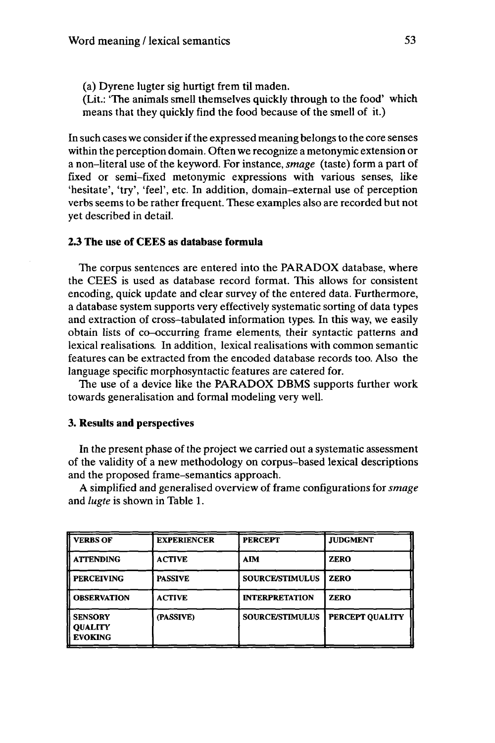(a) Dyrene lugter sig hurtigt frem til maden.
(Lit.: 'The animals smell themselves quickly through to the food' which means that they quickly find the food because of the smell of it.)

In such cases we consider if the expressed meaning belongs to the core senses within the perception domain. Often we recognize a metonymic extension or a non-literal use of the keyword. For instance, *smage* (taste) form a part of fixed or semi-fixed metonymic expressions with various senses, like 'hesitate', 'try', 'feel', etc. In addition, domain-external use of perception verbs seems to be rather frequent. These examples also are recorded but not yet described in detail.

### 2.3 The use of CEES as database formula

The corpus sentences are entered into the PARADOX database, where the CEES is used as database record format. This allows for consistent encoding, quick update and clear survey of the entered data. Furthermore, a database system supports very effectively systematic sorting of data types and extraction of cross-tabulated information types. In this way, we easily obtain lists of co-occurring frame elements, their syntactic patterns and lexical realisations. In addition, lexical realisations with common semantic features can be extracted from the encoded database records too. Also the language specific morphosyntactic features are catered for.

The use of a device like the PARADOX DBMS supports further work towards generalisation and formal modeling very well.

## 3. Results and perspectives

In the present phase of the project we carried out a systematic assessment of the validity of a new methodology on corpus-based lexical descriptions and the proposed frame-semantics approach.

A simplified and generalised overview of frame configurations for *smage* and *lugte* is shown in Table 1.

| VERBS OF | EXPERIENCER | PERCEPT | JUDGMENT |
|---|---|---|---|
| ATTENDING | ACTIVE | AIM | ZERO |
| PERCEIVING | PASSIVE | SOURCE/STIMULUS | ZERO |
| OBSERVATION | ACTIVE | INTERPRETATION | ZERO |
| SENSORY QUALITY EVOKING | (PASSIVE) | SOURCE/STIMULUS | PERCEPT QUALITY |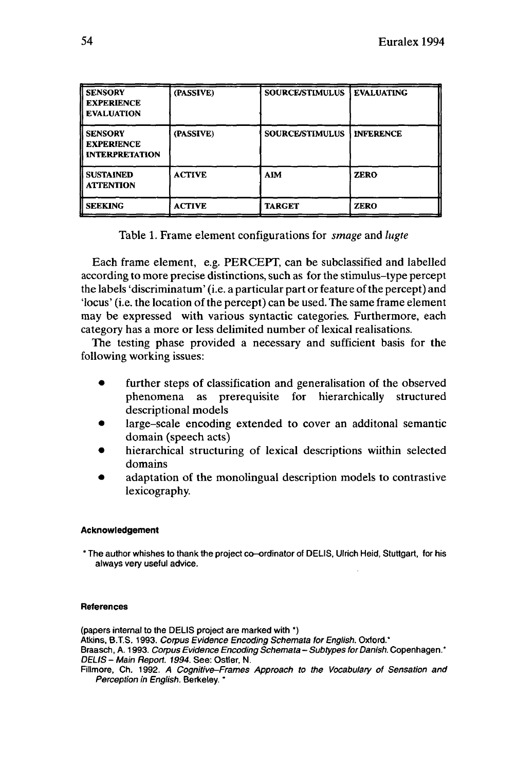| SENSORY EXPERIENCE EVALUATION | (PASSIVE) | SOURCE/STIMULUS | EVALUATING |
|---|---|---|---|
| SENSORY EXPERIENCE INTERPRETATION | (PASSIVE) | SOURCE/STIMULUS | INFERENCE |
| SUSTAINED ATTENTION | ACTIVE | AIM | ZERO |
| SEEKING | ACTIVE | TARGET | ZERO |

Table 1. Frame element configurations for *smage* and *lugte*

Each frame element, e.g. PERCEPT, can be subclassified and labelled according to more precise distinctions, such as for the stimulus-type percept the labels 'discriminatum' (i.e. a particular part or feature of the percept) and 'locus' (i.e. the location of the percept) can be used. The same frame element may be expressed with various syntactic categories. Furthermore, each category has a more or less delimited number of lexical realisations.

The testing phase provided a necessary and sufficient basis for the following working issues:

- further steps of classification and generalisation of the observed phenomena as prerequisite for hierarchically structured descriptional models
- large-scale encoding extended to cover an additonal semantic domain (speech acts)
- hierarchical structuring of lexical descriptions wiithin selected domains
- adaptation of the monolingual description models to contrastive lexicography.

#### Acknowledgement

* The author whishes to thank the project co-ordinator of DELIS, Ulrich Heid, Stuttgart, for his always very useful advice.

#### References

(papers internal to the DELIS project are marked with *)

Atkins, B.T.S. 1993. *Corpus Evidence Encoding Schemata for English.* Oxford.*

Braasch, A. 1993. *Corpus Evidence Encoding Schemata – Subtypes for Danish.* Copenhagen.*

*DELIS – Main Report. 1994.* See: Ostler, N.

Fillmore, Ch. 1992. *A Cognitive-Frames Approach to the Vocabulary of Sensation and Perception in English.* Berkeley. *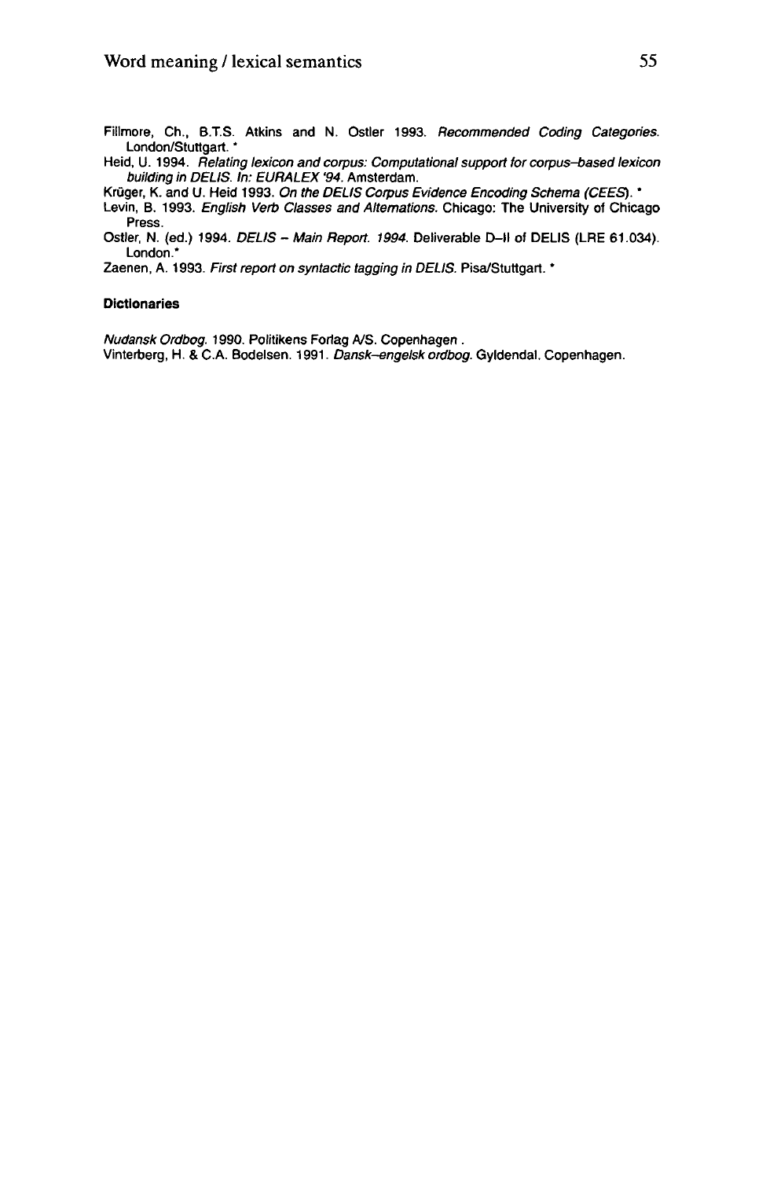Fillmore, Ch., B.T.S. Atkins and N. Ostler 1993. *Recommended Coding Categories*. London/Stuttgart. *

Heid, U. 1994. *Relating lexicon and corpus: Computational support for corpus–based lexicon building in DELIS. In: EURALEX '94.* Amsterdam.

Krüger, K. and U. Heid 1993. *On the DELIS Corpus Evidence Encoding Schema (CEES).* *

Levin, B. 1993. *English Verb Classes and Alternations.* Chicago: The University of Chicago Press.

Ostler, N. (ed.) 1994. *DELIS – Main Report. 1994.* Deliverable D–II of DELIS (LRE 61.034). London.*

Zaenen, A. 1993. *First report on syntactic tagging in DELIS.* Pisa/Stuttgart. *

**Dictionaries**

*Nudansk Ordbog.* 1990. Politikens Forlag A/S. Copenhagen .

Vinterberg, H. & C.A. Bodelsen. 1991. *Dansk–engelsk ordbog.* Gyldendal. Copenhagen.